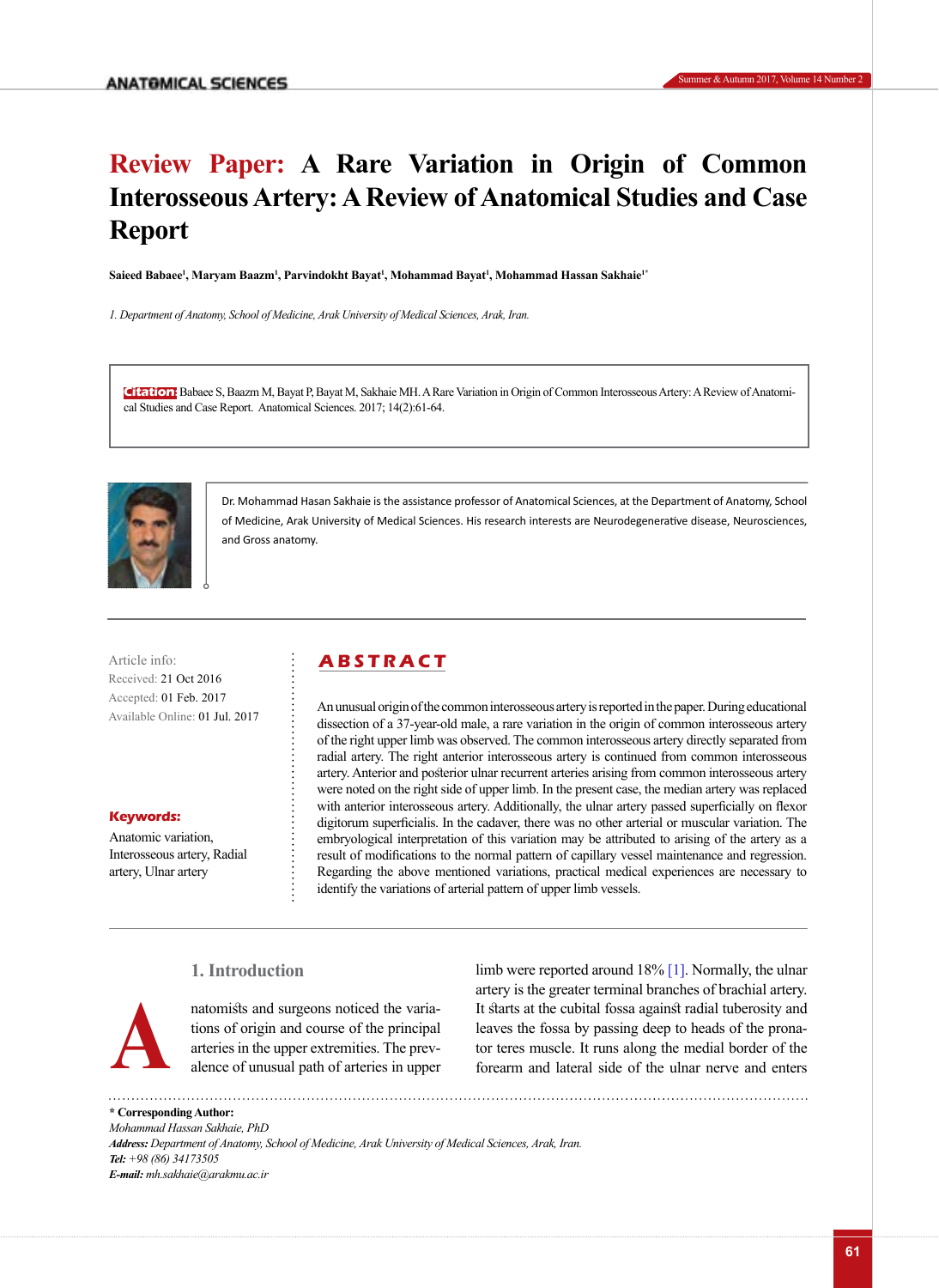# Review Paper: A Rare Variation in Origin of Common Interosseous Artery: A Review of Anatomical Studies and Case Report

**Saieed Babaee[1], Maryam Baazm[1], Parvindokht Bayat[1], Mohammad Bayat[1], Mohammad Hassan Sakhaie[1*]**

*1. Department of Anatomy, School of Medicine, Arak University of Medical Sciences, Arak, Iran.*

**Citation:** Babaee S, Baazm M, Bayat P, Bayat M, Sakhaie MH. A Rare Variation in Origin of Common Interosseous Artery: A Review of Anatomical Studies and Case Report. Anatomical Sciences. 2017; 14(2):61-64.

Dr. Mohammad Hasan Sakhaie is the assistance professor of Anatomical Sciences, at the Department of Anatomy, School of Medicine, Arak University of Medical Sciences. His research interests are Neurodegenerative disease, Neurosciences, and Gross anatomy.

Article info:
Received: 21 Oct 2016
Accepted: 01 Feb. 2017
Available Online: 01 Jul. 2017

**Keywords:**
Anatomic variation, Interosseous artery, Radial artery, Ulnar artery

## ABSTRACT

An unusual origin of the common interosseous artery is reported in the paper. During educational dissection of a 37-year-old male, a rare variation in the origin of common interosseous artery of the right upper limb was observed. The common interosseous artery directly separated from radial artery. The right anterior interosseous artery is continued from common interosseous artery. Anterior and posterior ulnar recurrent arteries arising from common interosseous artery were noted on the right side of upper limb. In the present case, the median artery was replaced with anterior interosseous artery. Additionally, the ulnar artery passed superficially on flexor digitorum superficialis. In the cadaver, there was no other arterial or muscular variation. The embryological interpretation of this variation may be attributed to arising of the artery as a result of modifications to the normal pattern of capillary vessel maintenance and regression. Regarding the above mentioned variations, practical medical experiences are necessary to identify the variations of arterial pattern of upper limb vessels.

## 1. Introduction

Anatomists and surgeons noticed the variations of origin and course of the principal arteries in the upper extremities. The prevalence of unusual path of arteries in upper limb were reported around 18% [1]. Normally, the ulnar artery is the greater terminal branches of brachial artery. It starts at the cubital fossa against radial tuberosity and leaves the fossa by passing deep to heads of the pronator teres muscle. It runs along the medial border of the forearm and lateral side of the ulnar nerve and enters

**\* Corresponding Author:**
*Mohammad Hassan Sakhaie, PhD*
***Address:*** *Department of Anatomy, School of Medicine, Arak University of Medical Sciences, Arak, Iran.*
***Tel:*** *+98 (86) 34173505*
***E-mail:*** *mh.sakhaie@arakmu.ac.ir*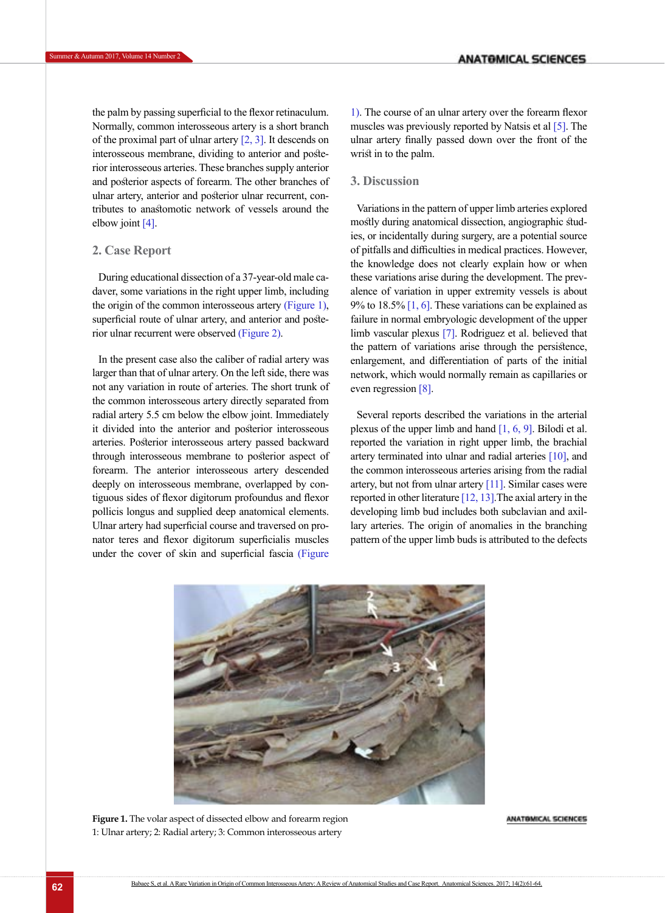the palm by passing superficial to the flexor retinaculum. Normally, common interosseous artery is a short branch of the proximal part of ulnar artery [2, 3]. It descends on interosseous membrane, dividing to anterior and posterior interosseous arteries. These branches supply anterior and posterior aspects of forearm. The other branches of ulnar artery, anterior and posterior ulnar recurrent, contributes to anastomotic network of vessels around the elbow joint [4].

## 2. Case Report

During educational dissection of a 37-year-old male cadaver, some variations in the right upper limb, including the origin of the common interosseous artery (Figure 1), superficial route of ulnar artery, and anterior and posterior ulnar recurrent were observed (Figure 2).

In the present case also the caliber of radial artery was larger than that of ulnar artery. On the left side, there was not any variation in route of arteries. The short trunk of the common interosseous artery directly separated from radial artery 5.5 cm below the elbow joint. Immediately it divided into the anterior and posterior interosseous arteries. Posterior interosseous artery passed backward through interosseous membrane to posterior aspect of forearm. The anterior interosseous artery descended deeply on interosseous membrane, overlapped by contiguous sides of flexor digitorum profoundus and flexor pollicis longus and supplied deep anatomical elements. Ulnar artery had superficial course and traversed on pronator teres and flexor digitorum superficialis muscles under the cover of skin and superficial fascia (Figure 1). The course of an ulnar artery over the forearm flexor muscles was previously reported by Natsis et al [5]. The ulnar artery finally passed down over the front of the wrist in to the palm.

## 3. Discussion

Variations in the pattern of upper limb arteries explored mostly during anatomical dissection, angiographic studies, or incidentally during surgery, are a potential source of pitfalls and difficulties in medical practices. However, the knowledge does not clearly explain how or when these variations arise during the development. The prevalence of variation in upper extremity vessels is about 9% to 18.5% [1, 6]. These variations can be explained as failure in normal embryologic development of the upper limb vascular plexus [7]. Rodriguez et al. believed that the pattern of variations arise through the persistence, enlargement, and differentiation of parts of the initial network, which would normally remain as capillaries or even regression [8].

Several reports described the variations in the arterial plexus of the upper limb and hand [1, 6, 9]. Bilodi et al. reported the variation in right upper limb, the brachial artery terminated into ulnar and radial arteries [10], and the common interosseous arteries arising from the radial artery, but not from ulnar artery [11]. Similar cases were reported in other literature [12, 13].The axial artery in the developing limb bud includes both subclavian and axillary arteries. The origin of anomalies in the branching pattern of the upper limb buds is attributed to the defects

**Figure 1.** The volar aspect of dissected elbow and forearm region
1: Ulnar artery; 2: Radial artery; 3: Common interosseous artery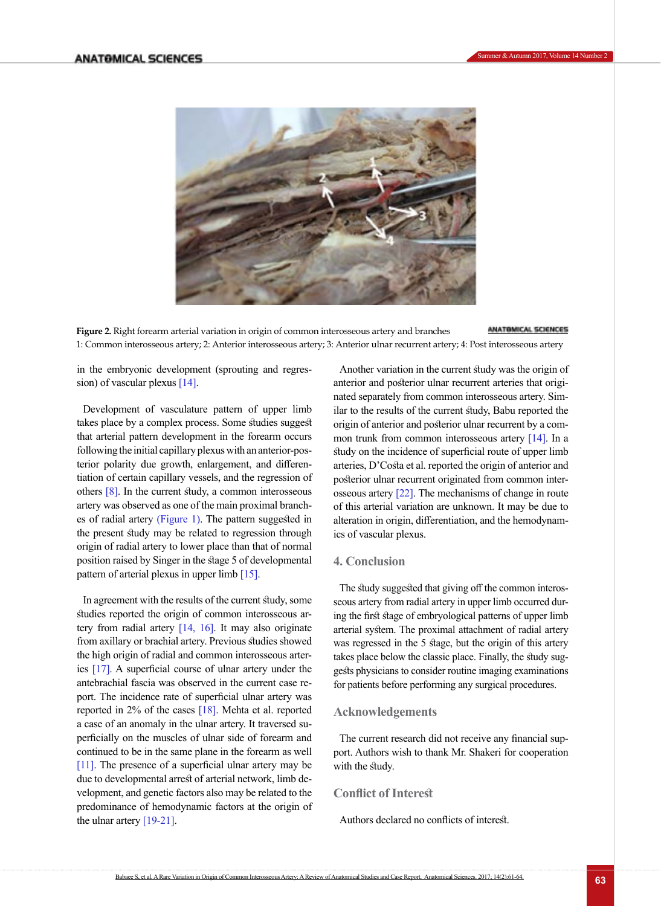**Figure 2.** Right forearm arterial variation in origin of common interosseous artery and branches

1: Common interosseous artery; 2: Anterior interosseous artery; 3: Anterior ulnar recurrent artery; 4: Post interosseous artery

in the embryonic development (sprouting and regression) of vascular plexus [14].

Development of vasculature pattern of upper limb takes place by a complex process. Some studies suggest that arterial pattern development in the forearm occurs following the initial capillary plexus with an anterior-posterior polarity due growth, enlargement, and differentiation of certain capillary vessels, and the regression of others [8]. In the current study, a common interosseous artery was observed as one of the main proximal branches of radial artery (Figure 1). The pattern suggested in the present study may be related to regression through origin of radial artery to lower place than that of normal position raised by Singer in the stage 5 of developmental pattern of arterial plexus in upper limb [15].

In agreement with the results of the current study, some studies reported the origin of common interosseous artery from radial artery [14, 16]. It may also originate from axillary or brachial artery. Previous studies showed the high origin of radial and common interosseous arteries [17]. A superficial course of ulnar artery under the antebrachial fascia was observed in the current case report. The incidence rate of superficial ulnar artery was reported in 2% of the cases [18]. Mehta et al. reported a case of an anomaly in the ulnar artery. It traversed superficially on the muscles of ulnar side of forearm and continued to be in the same plane in the forearm as well [11]. The presence of a superficial ulnar artery may be due to developmental arrest of arterial network, limb development, and genetic factors also may be related to the predominance of hemodynamic factors at the origin of the ulnar artery [19-21].

Another variation in the current study was the origin of anterior and posterior ulnar recurrent arteries that originated separately from common interosseous artery. Similar to the results of the current study, Babu reported the origin of anterior and posterior ulnar recurrent by a common trunk from common interosseous artery [14]. In a study on the incidence of superficial route of upper limb arteries, D'Costa et al. reported the origin of anterior and posterior ulnar recurrent originated from common interosseous artery [22]. The mechanisms of change in route of this arterial variation are unknown. It may be due to alteration in origin, differentiation, and the hemodynamics of vascular plexus.

## 4. Conclusion

The study suggested that giving off the common interosseous artery from radial artery in upper limb occurred during the first stage of embryological patterns of upper limb arterial system. The proximal attachment of radial artery was regressed in the 5 stage, but the origin of this artery takes place below the classic place. Finally, the study suggests physicians to consider routine imaging examinations for patients before performing any surgical procedures.

## Acknowledgements

The current research did not receive any financial support. Authors wish to thank Mr. Shakeri for cooperation with the study.

## Conflict of Interest

Authors declared no conflicts of interest.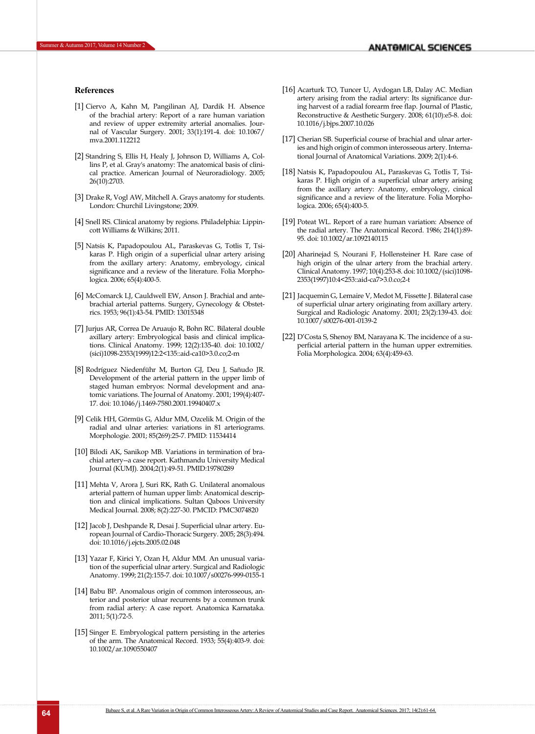## References

[1] Ciervo A, Kahn M, Pangilinan AJ, Dardik H. Absence of the brachial artery: Report of a rare human variation and review of upper extremity arterial anomalies. Journal of Vascular Surgery. 2001; 33(1):191-4. doi: 10.1067/mva.2001.112212

[2] Standring S, Ellis H, Healy J, Johnson D, Williams A, Collins P, et al. Gray's anatomy: The anatomical basis of clinical practice. American Journal of Neuroradiology. 2005; 26(10):2703.

[3] Drake R, Vogl AW, Mitchell A. Grays anatomy for students. London: Churchil Livingstone; 2009.

[4] Snell RS. Clinical anatomy by regions. Philadelphia: Lippincott Williams & Wilkins; 2011.

[5] Natsis K, Papadopoulou AL, Paraskevas G, Totlis T, Tsikaras P. High origin of a superficial ulnar artery arising from the axillary artery: Anatomy, embryology, clinical significance and a review of the literature. Folia Morphologica. 2006; 65(4):400-5.

[6] McComarck LJ, Cauldwell EW, Anson J. Brachial and antebrachial arterial patterns. Surgery, Gynecology & Obstetrics. 1953; 96(1):43-54. PMID: 13015348

[7] Jurjus AR, Correa De Aruaujo R, Bohn RC. Bilateral double axillary artery: Embryological basis and clinical implications. Clinical Anatomy. 1999; 12(2):135-40. doi: 10.1002/(sici)1098-2353(1999)12:2<135::aid-ca10>3.0.co;2-m

[8] Rodríguez Niedenführ M, Burton GJ, Deu J, Sañudo JR. Development of the arterial pattern in the upper limb of staged human embryos: Normal development and anatomic variations. The Journal of Anatomy. 2001; 199(4):407-17. doi: 10.1046/j.1469-7580.2001.19940407.x

[9] Celik HH, Görmüs G, Aldur MM, Ozcelik M. Origin of the radial and ulnar arteries: variations in 81 arteriograms. Morphologie. 2001; 85(269):25-7. PMID: 11534414

[10] Bilodi AK, Sanikop MB. Variations in termination of brachial artery--a case report. Kathmandu University Medical Journal (KUMJ). 2004;2(1):49-51. PMID:19780289

[11] Mehta V, Arora J, Suri RK, Rath G. Unilateral anomalous arterial pattern of human upper limb: Anatomical description and clinical implications. Sultan Qaboos University Medical Journal. 2008; 8(2):227-30. PMCID: PMC3074820

[12] Jacob J, Deshpande R, Desai J. Superficial ulnar artery. European Journal of Cardio-Thoracic Surgery. 2005; 28(3):494. doi: 10.1016/j.ejcts.2005.02.048

[13] Yazar F, Kirici Y, Ozan H, Aldur MM. An unusual variation of the superficial ulnar artery. Surgical and Radiologic Anatomy. 1999; 21(2):155-7. doi: 10.1007/s00276-999-0155-1

[14] Babu BP. Anomalous origin of common interosseous, anterior and posterior ulnar recurrents by a common trunk from radial artery: A case report. Anatomica Karnataka. 2011; 5(1):72-5.

[15] Singer E. Embryological pattern persisting in the arteries of the arm. The Anatomical Record. 1933; 55(4):403-9. doi: 10.1002/ar.1090550407

[16] Acarturk TO, Tuncer U, Aydogan LB, Dalay AC. Median artery arising from the radial artery: Its significance during harvest of a radial forearm free flap. Journal of Plastic, Reconstructive & Aesthetic Surgery. 2008; 61(10):e5-8. doi: 10.1016/j.bjps.2007.10.026

[17] Cherian SB. Superficial course of brachial and ulnar arteries and high origin of common interosseous artery. International Journal of Anatomical Variations. 2009; 2(1):4-6.

[18] Natsis K, Papadopoulou AL, Paraskevas G, Totlis T, Tsikaras P. High origin of a superficial ulnar artery arising from the axillary artery: Anatomy, embryology, cinical significance and a review of the literature. Folia Morphologica. 2006; 65(4):400-5.

[19] Poteat WL. Report of a rare human variation: Absence of the radial artery. The Anatomical Record. 1986; 214(1):89-95. doi: 10.1002/ar.1092140115

[20] Aharinejad S, Nourani F, Hollensteiner H. Rare case of high origin of the ulnar artery from the brachial artery. Clinical Anatomy. 1997; 10(4):253-8. doi: 10.1002/(sici)1098-2353(1997)10:4<253::aid-ca7>3.0.co;2-t

[21] Jacquemin G, Lemaire V, Medot M, Fissette J. Bilateral case of superficial ulnar artery originating from axillary artery. Surgical and Radiologic Anatomy. 2001; 23(2):139-43. doi: 10.1007/s00276-001-0139-2

[22] D'Costa S, Shenoy BM, Narayana K. The incidence of a superficial arterial pattern in the human upper extremities. Folia Morphologica. 2004; 63(4):459-63.